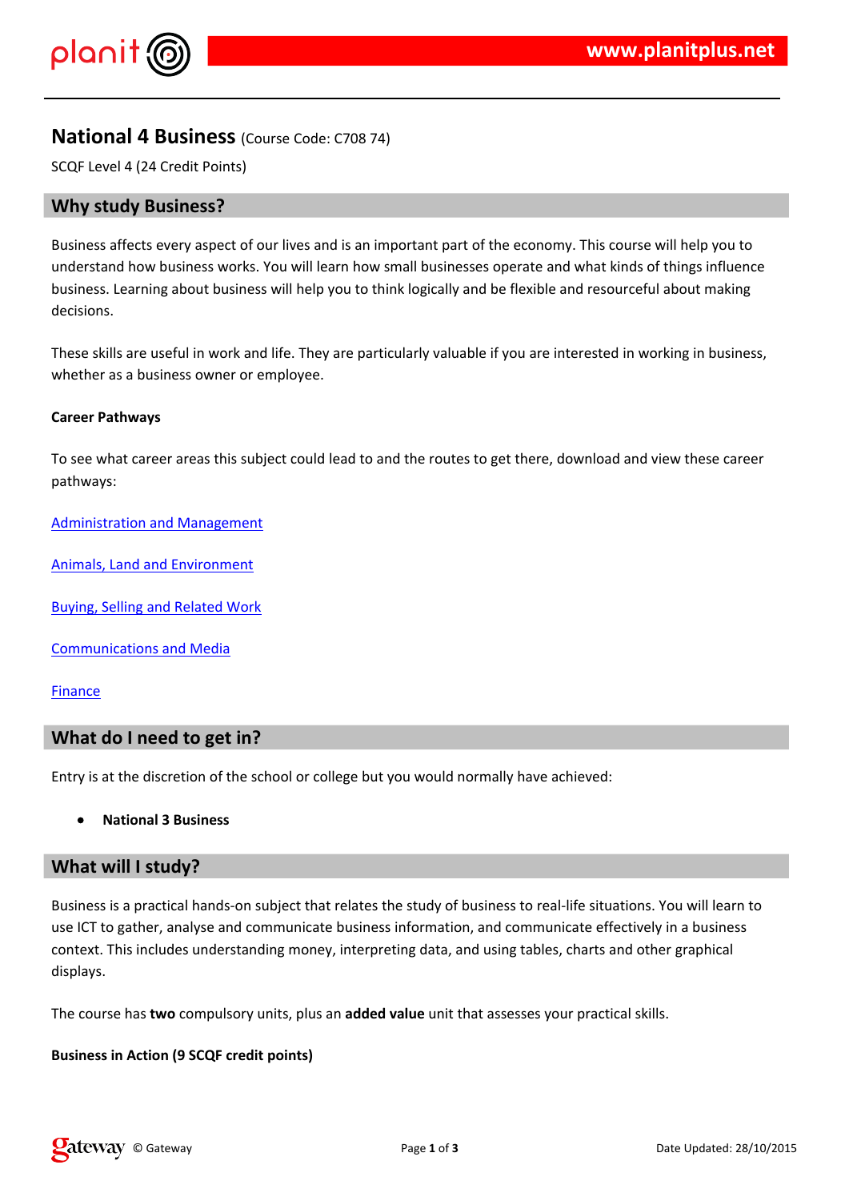# National 4 Business (Course Code: C708 74)

SCQF Level 4 (24 Credit Points)

## Why study Business?

Business affects every aspect of our lives and is an important part of the economy. This course will help you to understand how business works. You will learn how small businesses operate and what kinds of things influence business. Learning about business will help you to think logically and be flexible and resourceful about making decisions.

These skills are useful in work and life. They are particularly valuable if you are interested in working in business, whether as a business owner or employee.

**Career Pathways**

To see what career areas this subject could lead to and the routes to get there, download and view these career pathways:

Administration and Management

Animals, Land and Environment

Buying, Selling and Related Work

Communications and Media

Finance

## What do I need to get in?

Entry is at the discretion of the school or college but you would normally have achieved:

- **National 3 Business**

## What will I study?

Business is a practical hands-on subject that relates the study of business to real-life situations. You will learn to use ICT to gather, analyse and communicate business information, and communicate effectively in a business context. This includes understanding money, interpreting data, and using tables, charts and other graphical displays.

The course has **two** compulsory units, plus an **added value** unit that assesses your practical skills.

**Business in Action (9 SCQF credit points)**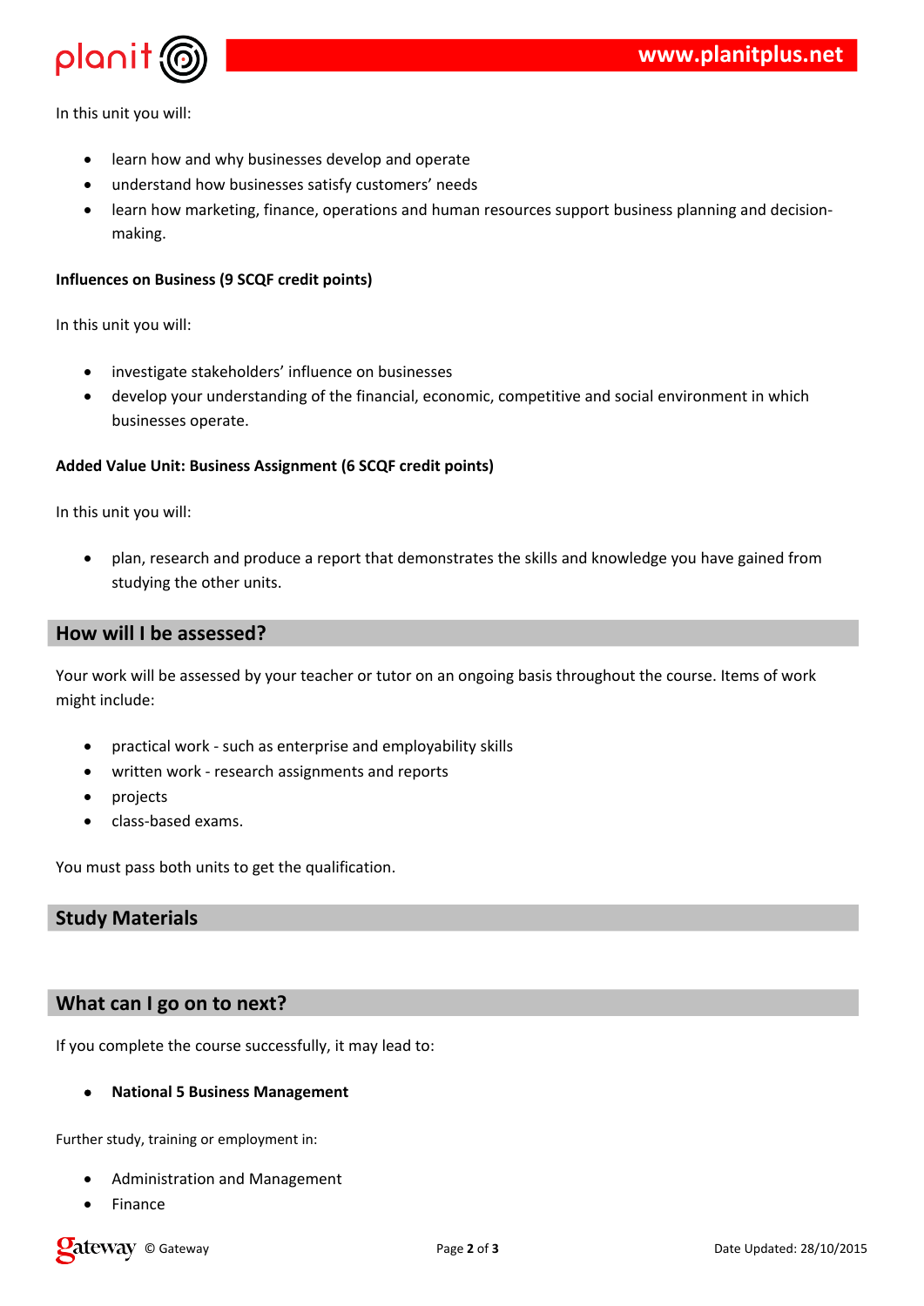In this unit you will:

- learn how and why businesses develop and operate
- understand how businesses satisfy customers' needs
- learn how marketing, finance, operations and human resources support business planning and decision-making.

**Influences on Business (9 SCQF credit points)**

In this unit you will:

- investigate stakeholders' influence on businesses
- develop your understanding of the financial, economic, competitive and social environment in which businesses operate.

**Added Value Unit: Business Assignment (6 SCQF credit points)**

In this unit you will:

- plan, research and produce a report that demonstrates the skills and knowledge you have gained from studying the other units.

## How will I be assessed?

Your work will be assessed by your teacher or tutor on an ongoing basis throughout the course. Items of work might include:

- practical work - such as enterprise and employability skills
- written work - research assignments and reports
- projects
- class-based exams.

You must pass both units to get the qualification.

## Study Materials

## What can I go on to next?

If you complete the course successfully, it may lead to:

- **National 5 Business Management**

Further study, training or employment in:

- Administration and Management
- Finance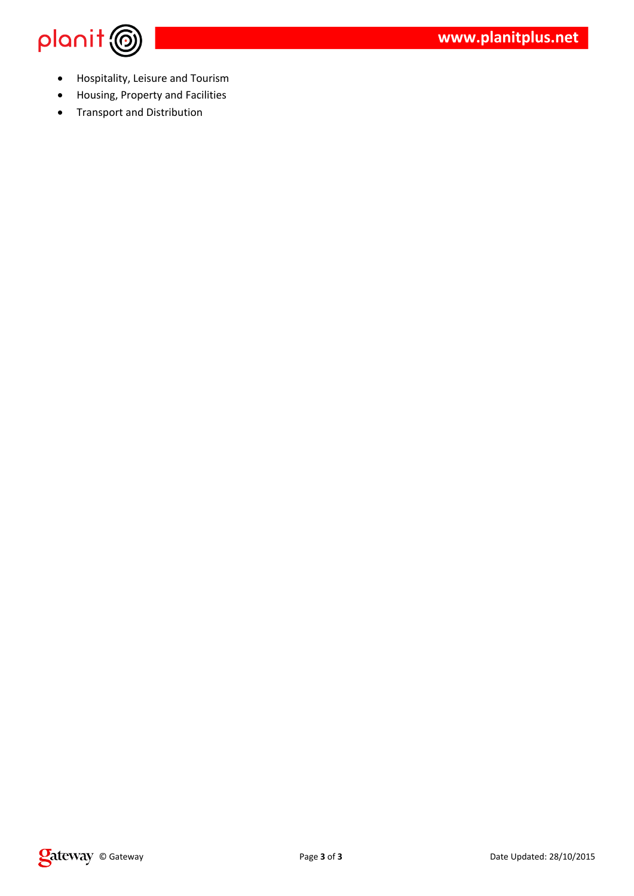- Hospitality, Leisure and Tourism
- Housing, Property and Facilities
- Transport and Distribution